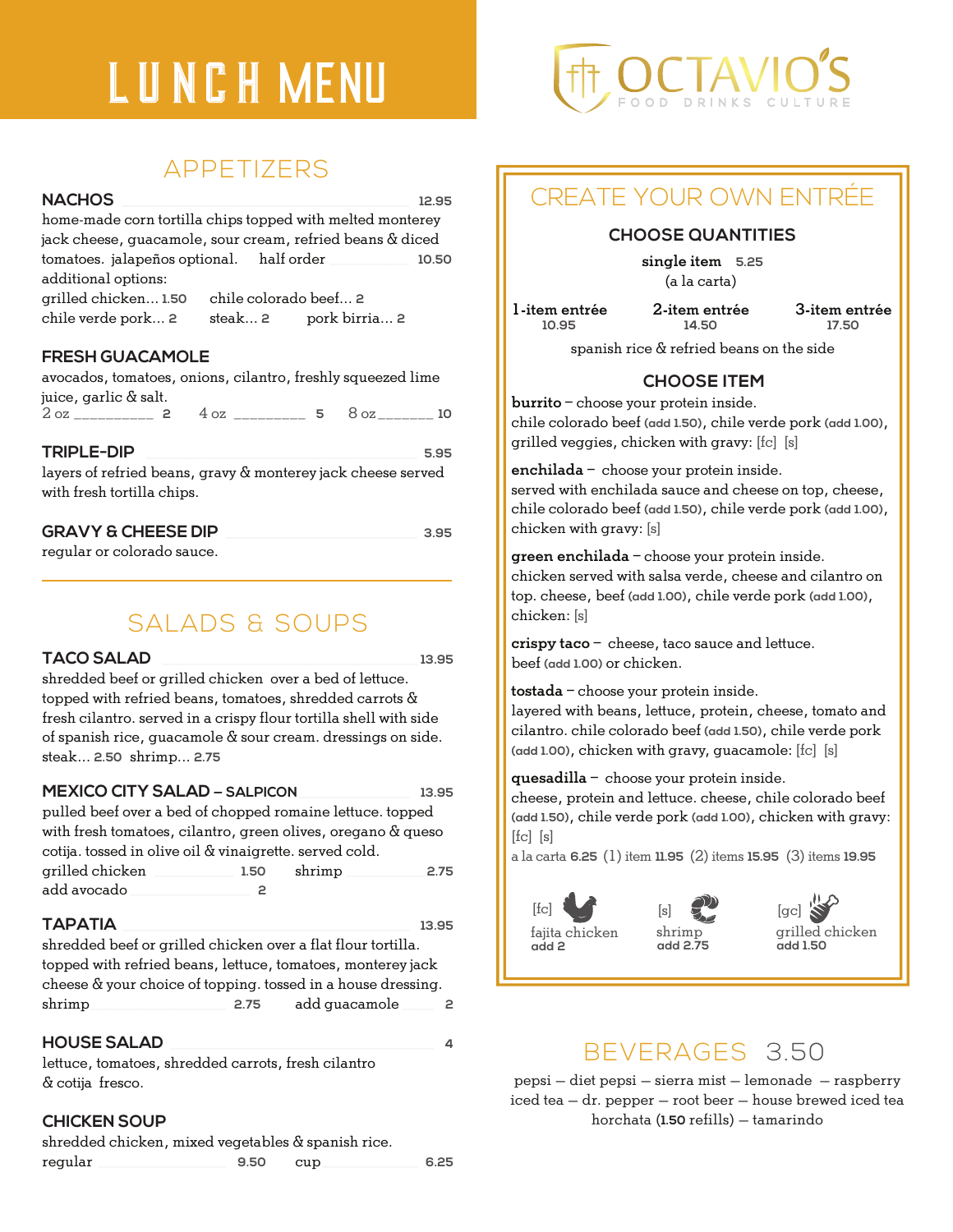# LUNCH MENU

# OCTAVIO'S

FOOD DRINKS CULTURE

## APPETIZERS

### NACHOS 12.95

home-made corn tortilla chips topped with melted monterey jack cheese, guacamole, sour cream, refried beans & diced tomatoes. jalapeños optional. half order 10.50

additional options:
grilled chicken... 1.50 chile colorado beef... 2
chile verde pork... 2 steak... 2 pork birria... 2

### FRESH GUACAMOLE

avocados, tomatoes, onions, cilantro, freshly squeezed lime juice, garlic & salt.
2 oz 2 4 oz 5 8 oz 10

### TRIPLE-DIP 5.95

layers of refried beans, gravy & monterey jack cheese served with fresh tortilla chips.

### GRAVY & CHEESE DIP 3.95

regular or colorado sauce.

## SALADS & SOUPS

### TACO SALAD 13.95

shredded beef or grilled chicken over a bed of lettuce. topped with refried beans, tomatoes, shredded carrots & fresh cilantro. served in a crispy flour tortilla shell with side of spanish rice, guacamole & sour cream. dressings on side.
steak... 2.50 shrimp... 2.75

### MEXICO CITY SALAD – SALPICON 13.95

pulled beef over a bed of chopped romaine lettuce. topped with fresh tomatoes, cilantro, green olives, oregano & queso cotija. tossed in olive oil & vinaigrette. served cold.
grilled chicken 1.50 shrimp 2.75
add avocado 2

### TAPATIA 13.95

shredded beef or grilled chicken over a flat flour tortilla. topped with refried beans, lettuce, tomatoes, monterey jack cheese & your choice of topping. tossed in a house dressing.
shrimp 2.75 add guacamole 2

### HOUSE SALAD 4

lettuce, tomatoes, shredded carrots, fresh cilantro & cotija fresco.

### CHICKEN SOUP

shredded chicken, mixed vegetables & spanish rice.
regular 9.50 cup 6.25

## CREATE YOUR OWN ENTRÉE

### CHOOSE QUANTITIES

**single item** 5.25
(a la carta)

| 1-item entrée | 2-item entrée | 3-item entrée |
|---|---|---|
| 10.95 | 14.50 | 17.50 |

spanish rice & refried beans on the side

### CHOOSE ITEM

**burrito** – choose your protein inside.
chile colorado beef (add 1.50), chile verde pork (add 1.00), grilled veggies, chicken with gravy: [fc] [s]

**enchilada** – choose your protein inside.
served with enchilada sauce and cheese on top, cheese, chile colorado beef (add 1.50), chile verde pork (add 1.00), chicken with gravy: [s]

**green enchilada** – choose your protein inside.
chicken served with salsa verde, cheese and cilantro on top. cheese, beef (add 1.00), chile verde pork (add 1.00), chicken: [s]

**crispy taco** – cheese, taco sauce and lettuce.
beef (add 1.00) or chicken.

**tostada** – choose your protein inside.
layered with beans, lettuce, protein, cheese, tomato and cilantro. chile colorado beef (add 1.50), chile verde pork (add 1.00), chicken with gravy, guacamole: [fc] [s]

**quesadilla** – choose your protein inside.
cheese, protein and lettuce. cheese, chile colorado beef (add 1.50), chile verde pork (add 1.00), chicken with gravy: [fc] [s]
a la carta 6.25 (1) item 11.95 (2) items 15.95 (3) items 19.95

[fc] fajita chicken add 2
[s] shrimp add 2.75
[gc] grilled chicken add 1.50

## BEVERAGES 3.50

pepsi – diet pepsi – sierra mist – lemonade – raspberry iced tea – dr. pepper – root beer – house brewed iced tea
horchata (1.50 refills) – tamarindo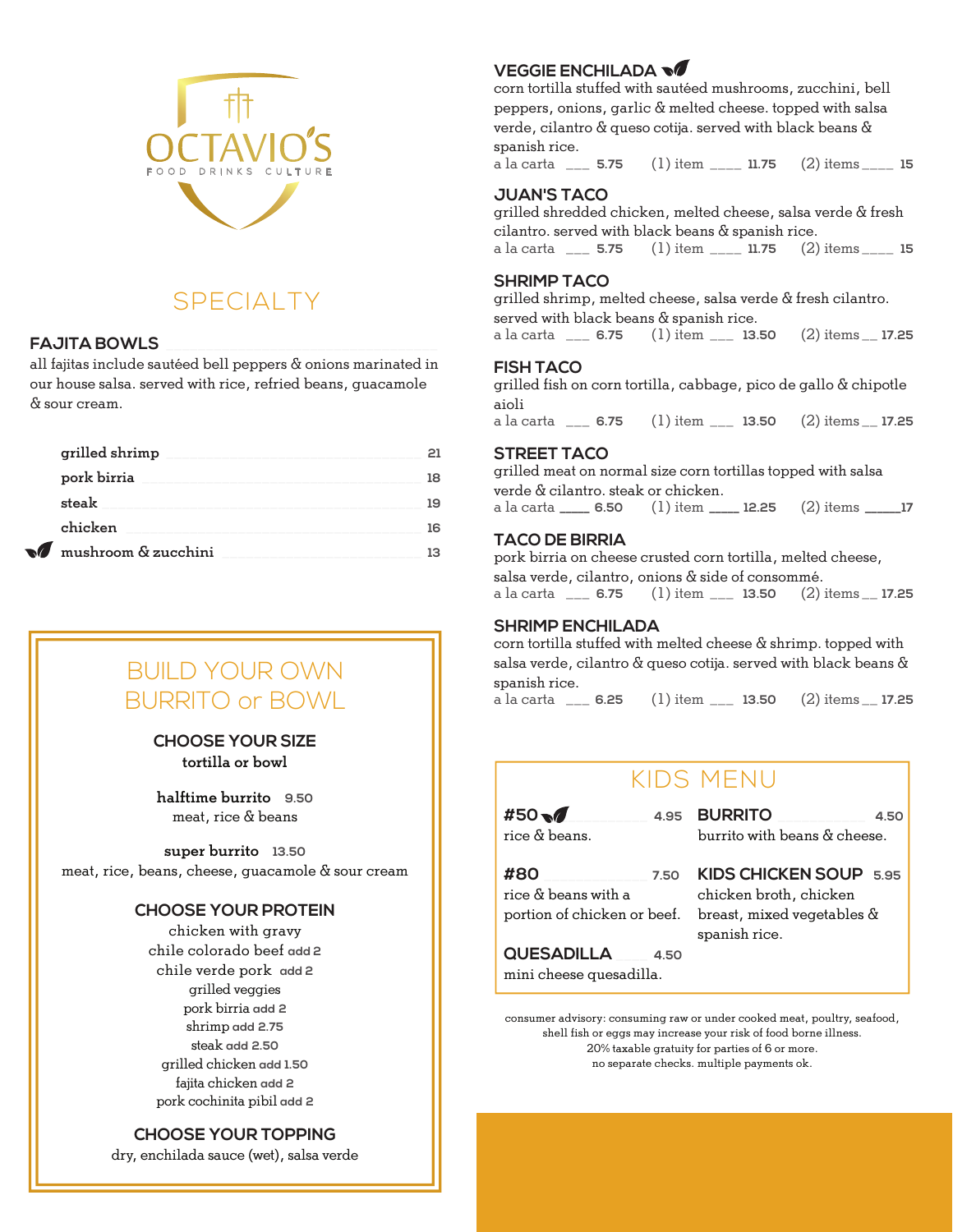OCTAVIO'S

FOOD DRINKS CULTURE

## SPECIALTY

### FAJITA BOWLS

all fajitas include sautéed bell peppers & onions marinated in our house salsa. served with rice, refried beans, guacamole & sour cream.

| | |
|---|---|
| grilled shrimp | 21 |
| pork birria | 18 |
| steak | 19 |
| chicken | 16 |
| mushroom & zucchini | 13 |

## BUILD YOUR OWN BURRITO or BOWL

### CHOOSE YOUR SIZE

**tortilla or bowl**

**halftime burrito** 9.50
meat, rice & beans

**super burrito** 13.50
meat, rice, beans, cheese, guacamole & sour cream

### CHOOSE YOUR PROTEIN

chicken with gravy
chile colorado beef add 2
chile verde pork add 2
grilled veggies
pork birria add 2
shrimp add 2.75
steak add 2.50
grilled chicken add 1.50
fajita chicken add 2
pork cochinita pibil add 2

### CHOOSE YOUR TOPPING

dry, enchilada sauce (wet), salsa verde

### VEGGIE ENCHILADA

corn tortilla stuffed with sautéed mushrooms, zucchini, bell peppers, onions, garlic & melted cheese. topped with salsa verde, cilantro & queso cotija. served with black beans & spanish rice.

a la carta ___ 5.75 (1) item ____ 11.75 (2) items ____ 15

### JUAN'S TACO

grilled shredded chicken, melted cheese, salsa verde & fresh cilantro. served with black beans & spanish rice.

a la carta ___ 5.75 (1) item ____ 11.75 (2) items ____ 15

### SHRIMP TACO

grilled shrimp, melted cheese, salsa verde & fresh cilantro. served with black beans & spanish rice.

a la carta ___ 6.75 (1) item ___ 13.50 (2) items __ 17.25

### FISH TACO

grilled fish on corn tortilla, cabbage, pico de gallo & chipotle aioli

a la carta ___ 6.75 (1) item ___ 13.50 (2) items __ 17.25

### STREET TACO

grilled meat on normal size corn tortillas topped with salsa verde & cilantro. steak or chicken.

a la carta ____ 6.50 (1) item ____ 12.25 (2) items _____ 17

### TACO DE BIRRIA

pork birria on cheese crusted corn tortilla, melted cheese, salsa verde, cilantro, onions & side of consommé.

a la carta ___ 6.75 (1) item ___ 13.50 (2) items __ 17.25

### SHRIMP ENCHILADA

corn tortilla stuffed with melted cheese & shrimp. topped with salsa verde, cilantro & queso cotija. served with black beans & spanish rice.

a la carta ___ 6.25 (1) item ___ 13.50 (2) items __ 17.25

## KIDS MENU

**#50** 4.95
rice & beans.

**#80** 7.50
rice & beans with a portion of chicken or beef.

**QUESADILLA** 4.50
mini cheese quesadilla.

**BURRITO** 4.50
burrito with beans & cheese.

**KIDS CHICKEN SOUP** 5.95
chicken broth, chicken breast, mixed vegetables & spanish rice.

consumer advisory: consuming raw or under cooked meat, poultry, seafood, shell fish or eggs may increase your risk of food borne illness.
20% taxable gratuity for parties of 6 or more.
no separate checks. multiple payments ok.